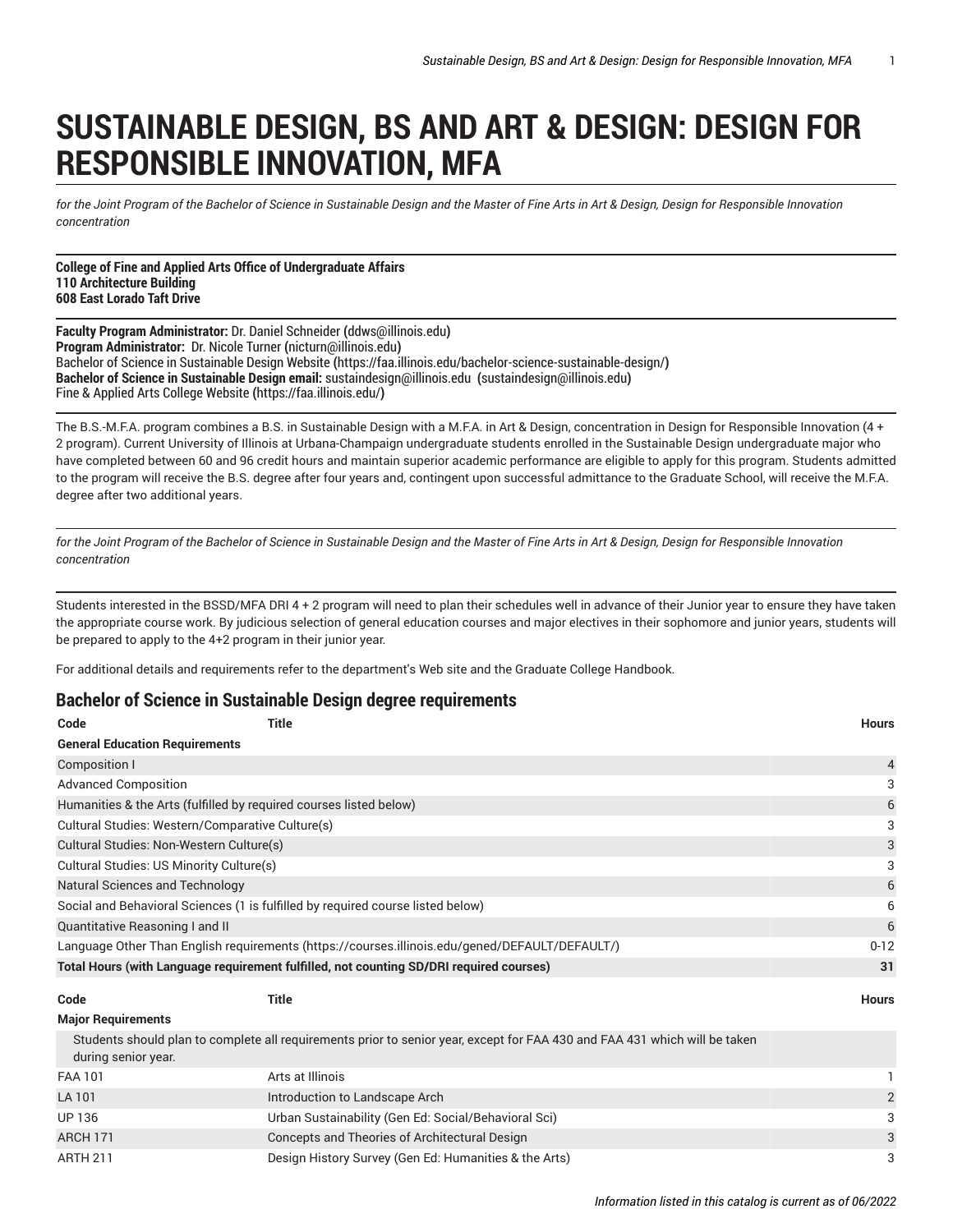# SUSTAINABLE DESIGN, BS AND ART & DESIGN: DESIGN FOR RESPONSIBLE INNOVATION, MFA

*for the Joint Program of the Bachelor of Science in Sustainable Design and the Master of Fine Arts in Art & Design, Design for Responsible Innovation concentration*

**College of Fine and Applied Arts Office of Undergraduate Affairs**
**110 Architecture Building**
**608 East Lorado Taft Drive**

**Faculty Program Administrator:** Dr. Daniel Schneider (ddws@illinois.edu)
**Program Administrator:** Dr. Nicole Turner (nicturn@illinois.edu)
Bachelor of Science in Sustainable Design Website (https://faa.illinois.edu/bachelor-science-sustainable-design/)
**Bachelor of Science in Sustainable Design email:** sustaindesign@illinois.edu (sustaindesign@illinois.edu)
Fine & Applied Arts College Website (https://faa.illinois.edu/)

The B.S.-M.F.A. program combines a B.S. in Sustainable Design with a M.F.A. in Art & Design, concentration in Design for Responsible Innovation (4 + 2 program). Current University of Illinois at Urbana-Champaign undergraduate students enrolled in the Sustainable Design undergraduate major who have completed between 60 and 96 credit hours and maintain superior academic performance are eligible to apply for this program. Students admitted to the program will receive the B.S. degree after four years and, contingent upon successful admittance to the Graduate School, will receive the M.F.A. degree after two additional years.

*for the Joint Program of the Bachelor of Science in Sustainable Design and the Master of Fine Arts in Art & Design, Design for Responsible Innovation concentration*

Students interested in the BSSD/MFA DRI 4 + 2 program will need to plan their schedules well in advance of their Junior year to ensure they have taken the appropriate course work. By judicious selection of general education courses and major electives in their sophomore and junior years, students will be prepared to apply to the 4+2 program in their junior year.

For additional details and requirements refer to the department's Web site and the Graduate College Handbook.

## Bachelor of Science in Sustainable Design degree requirements

| Code | Title | Hours |
|---|---|---|
| **General Education Requirements** | | |
| Composition I | | 4 |
| Advanced Composition | | 3 |
| Humanities & the Arts (fulfilled by required courses listed below) | | 6 |
| Cultural Studies: Western/Comparative Culture(s) | | 3 |
| Cultural Studies: Non-Western Culture(s) | | 3 |
| Cultural Studies: US Minority Culture(s) | | 3 |
| Natural Sciences and Technology | | 6 |
| Social and Behavioral Sciences (1 is fulfilled by required course listed below) | | 6 |
| Quantitative Reasoning I and II | | 6 |
| Language Other Than English requirements (https://courses.illinois.edu/gened/DEFAULT/DEFAULT/) | | 0-12 |
| **Total Hours (with Language requirement fulfilled, not counting SD/DRI required courses)** | | **31** |

| Code | Title | Hours |
|---|---|---|
| **Major Requirements** | | |
| Students should plan to complete all requirements prior to senior year, except for FAA 430 and FAA 431 which will be taken during senior year. | | |
| FAA 101 | Arts at Illinois | 1 |
| LA 101 | Introduction to Landscape Arch | 2 |
| UP 136 | Urban Sustainability (Gen Ed: Social/Behavioral Sci) | 3 |
| ARCH 171 | Concepts and Theories of Architectural Design | 3 |
| ARTH 211 | Design History Survey (Gen Ed: Humanities & the Arts) | 3 |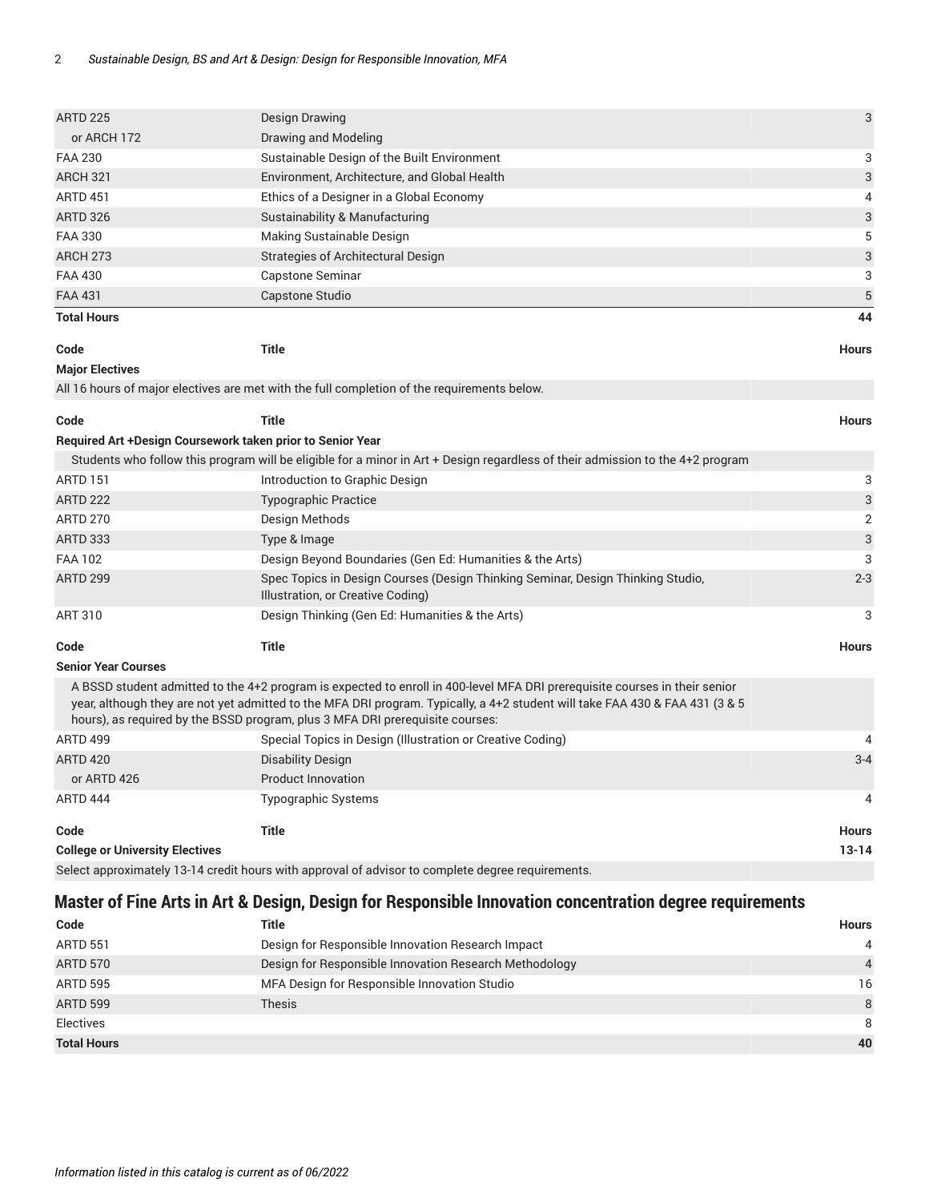| Code | Title | Hours |
|---|---|---|
| ARTD 225 | Design Drawing | 3 |
| or ARCH 172 | Drawing and Modeling | |
| FAA 230 | Sustainable Design of the Built Environment | 3 |
| ARCH 321 | Environment, Architecture, and Global Health | 3 |
| ARTD 451 | Ethics of a Designer in a Global Economy | 4 |
| ARTD 326 | Sustainability & Manufacturing | 3 |
| FAA 330 | Making Sustainable Design | 5 |
| ARCH 273 | Strategies of Architectural Design | 3 |
| FAA 430 | Capstone Seminar | 3 |
| FAA 431 | Capstone Studio | 5 |
| **Total Hours** | | **44** |

| Code | Title | Hours |
|---|---|---|
| **Major Electives** | | |
| All 16 hours of major electives are met with the full completion of the requirements below. | | |

| Code | Title | Hours |
|---|---|---|
| **Required Art +Design Coursework taken prior to Senior Year** | | |
| Students who follow this program will be eligible for a minor in Art + Design regardless of their admission to the 4+2 program | | |
| ARTD 151 | Introduction to Graphic Design | 3 |
| ARTD 222 | Typographic Practice | 3 |
| ARTD 270 | Design Methods | 2 |
| ARTD 333 | Type & Image | 3 |
| FAA 102 | Design Beyond Boundaries (Gen Ed: Humanities & the Arts) | 3 |
| ARTD 299 | Spec Topics in Design Courses (Design Thinking Seminar, Design Thinking Studio, Illustration, or Creative Coding) | 2-3 |
| ART 310 | Design Thinking (Gen Ed: Humanities & the Arts) | 3 |

| Code | Title | Hours |
|---|---|---|
| **Senior Year Courses** | | |
| A BSSD student admitted to the 4+2 program is expected to enroll in 400-level MFA DRI prerequisite courses in their senior year, although they are not yet admitted to the MFA DRI program. Typically, a 4+2 student will take FAA 430 & FAA 431 (3 & 5 hours), as required by the BSSD program, plus 3 MFA DRI prerequisite courses: | | |
| ARTD 499 | Special Topics in Design (Illustration or Creative Coding) | 4 |
| ARTD 420 | Disability Design | 3-4 |
| or ARTD 426 | Product Innovation | |
| ARTD 444 | Typographic Systems | 4 |

| Code | Title | Hours |
|---|---|---|
| **College or University Electives** | | **13-14** |
| Select approximately 13-14 credit hours with approval of advisor to complete degree requirements. | | |

## Master of Fine Arts in Art & Design, Design for Responsible Innovation concentration degree requirements

| Code | Title | Hours |
|---|---|---|
| ARTD 551 | Design for Responsible Innovation Research Impact | 4 |
| ARTD 570 | Design for Responsible Innovation Research Methodology | 4 |
| ARTD 595 | MFA Design for Responsible Innovation Studio | 16 |
| ARTD 599 | Thesis | 8 |
| Electives | | 8 |
| **Total Hours** | | **40** |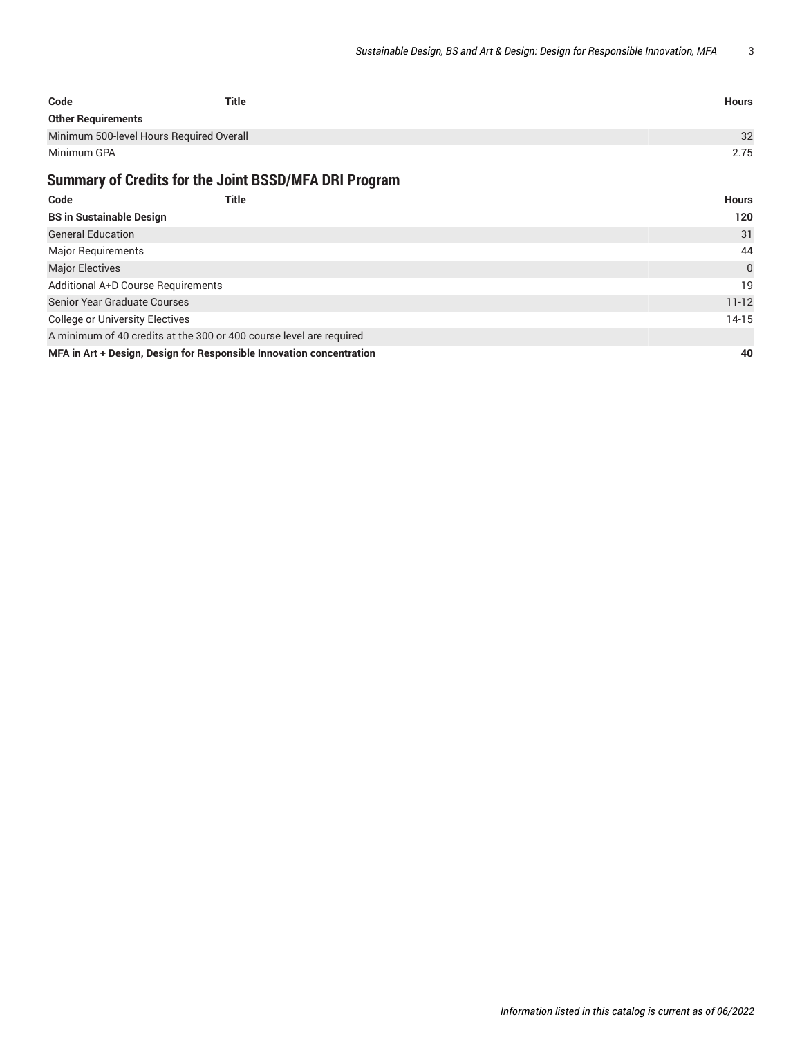| Code | Title | Hours |
|---|---|---|
| **Other Requirements** | | |
| Minimum 500-level Hours Required Overall | | 32 |
| Minimum GPA | | 2.75 |

## Summary of Credits for the Joint BSSD/MFA DRI Program

| Code | Title | Hours |
|---|---|---|
| **BS in Sustainable Design** | | **120** |
| General Education | | 31 |
| Major Requirements | | 44 |
| Major Electives | | 0 |
| Additional A+D Course Requirements | | 19 |
| Senior Year Graduate Courses | | 11-12 |
| College or University Electives | | 14-15 |
| A minimum of 40 credits at the 300 or 400 course level are required | | |
| **MFA in Art + Design, Design for Responsible Innovation concentration** | | **40** |

*Information listed in this catalog is current as of 06/2022*